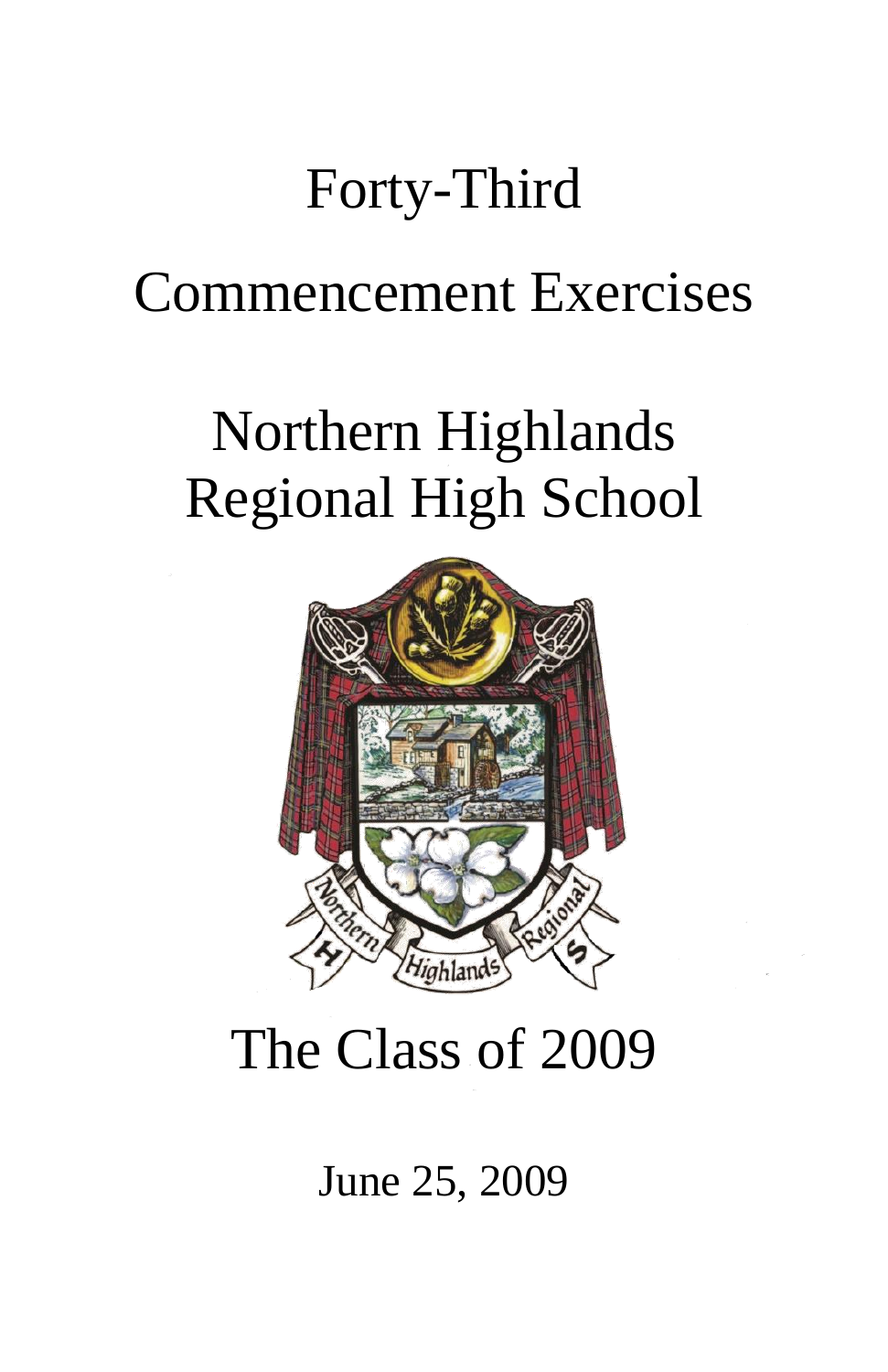# Forty-Third

# Commencement Exercises

# Northern Highlands Regional High School

## The Class of 2009

June 25, 2009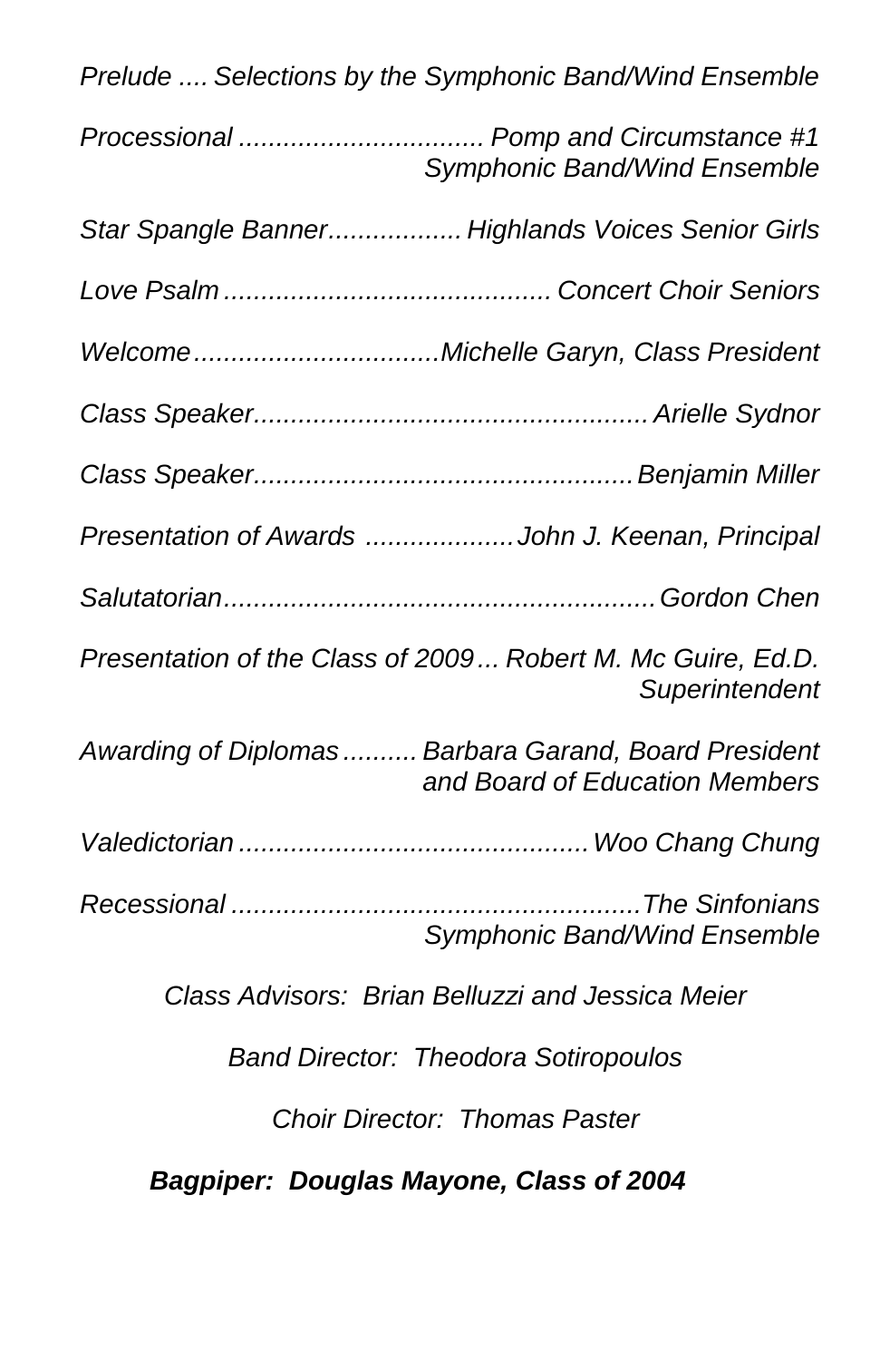*Prelude .... Selections by the Symphonic Band/Wind Ensemble*

*Processional ................................. Pomp and Circumstance #1*
*Symphonic Band/Wind Ensemble*

*Star Spangle Banner.................. Highlands Voices Senior Girls*

*Love Psalm ............................................ Concert Choir Seniors*

*Welcome.................................Michelle Garyn, Class President*

*Class Speaker..................................................... Arielle Sydnor*

*Class Speaker...................................................Benjamin Miller*

*Presentation of Awards ....................John J. Keenan, Principal*

*Salutatorian..........................................................Gordon Chen*

*Presentation of the Class of 2009... Robert M. Mc Guire, Ed.D.*
*Superintendent*

*Awarding of Diplomas.......... Barbara Garand, Board President*
*and Board of Education Members*

*Valedictorian ...............................................Woo Chang Chung*

*Recessional .......................................................The Sinfonians*
*Symphonic Band/Wind Ensemble*

*Class Advisors: Brian Belluzzi and Jessica Meier*

*Band Director: Theodora Sotiropoulos*

*Choir Director: Thomas Paster*

***Bagpiper: Douglas Mayone, Class of 2004***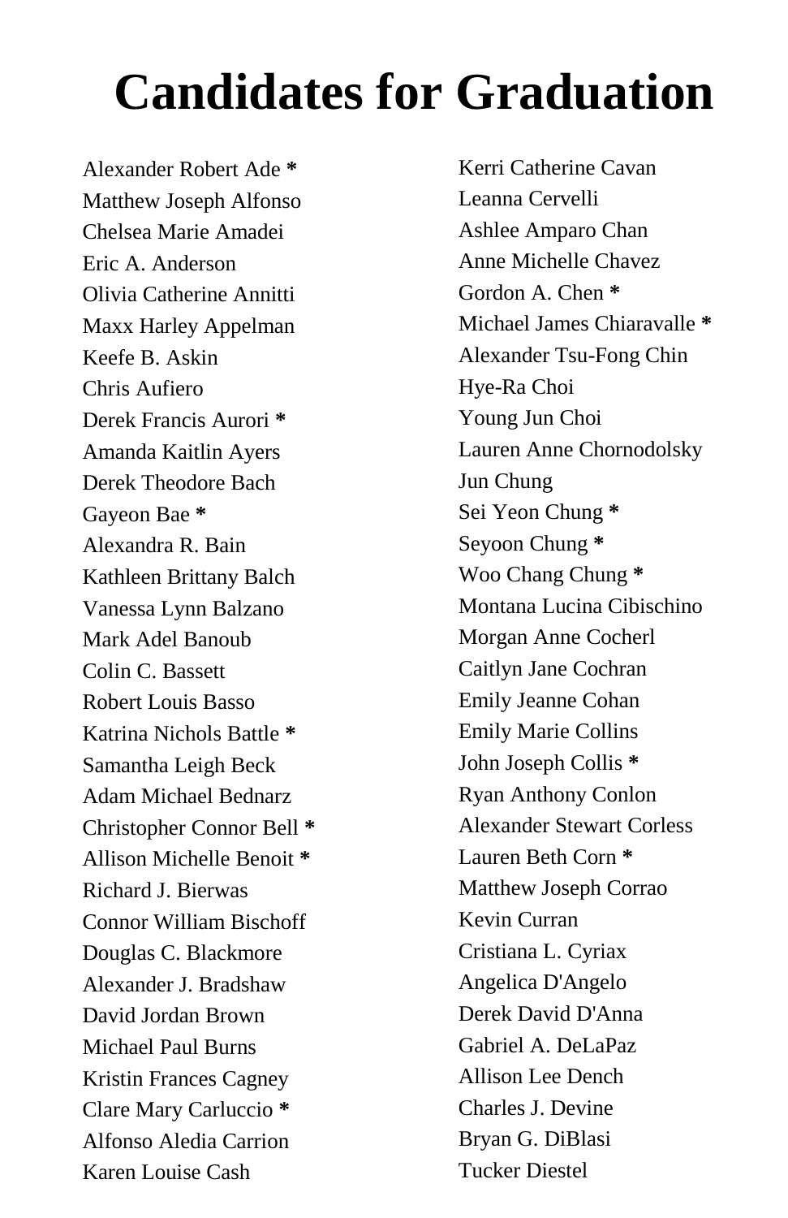# Candidates for Graduation

Alexander Robert Ade *
Matthew Joseph Alfonso
Chelsea Marie Amadei
Eric A. Anderson
Olivia Catherine Annitti
Maxx Harley Appelman
Keefe B. Askin
Chris Aufiero
Derek Francis Aurori *
Amanda Kaitlin Ayers
Derek Theodore Bach
Gayeon Bae *
Alexandra R. Bain
Kathleen Brittany Balch
Vanessa Lynn Balzano
Mark Adel Banoub
Colin C. Bassett
Robert Louis Basso
Katrina Nichols Battle *
Samantha Leigh Beck
Adam Michael Bednarz
Christopher Connor Bell *
Allison Michelle Benoit *
Richard J. Bierwas
Connor William Bischoff
Douglas C. Blackmore
Alexander J. Bradshaw
David Jordan Brown
Michael Paul Burns
Kristin Frances Cagney
Clare Mary Carluccio *
Alfonso Aledia Carrion
Karen Louise Cash
Kerri Catherine Cavan
Leanna Cervelli
Ashlee Amparo Chan
Anne Michelle Chavez
Gordon A. Chen *
Michael James Chiaravalle *
Alexander Tsu-Fong Chin
Hye-Ra Choi
Young Jun Choi
Lauren Anne Chornodolsky
Jun Chung
Sei Yeon Chung *
Seyoon Chung *
Woo Chang Chung *
Montana Lucina Cibischino
Morgan Anne Cocherl
Caitlyn Jane Cochran
Emily Jeanne Cohan
Emily Marie Collins
John Joseph Collis *
Ryan Anthony Conlon
Alexander Stewart Corless
Lauren Beth Corn *
Matthew Joseph Corrao
Kevin Curran
Cristiana L. Cyriax
Angelica D'Angelo
Derek David D'Anna
Gabriel A. DeLaPaz
Allison Lee Dench
Charles J. Devine
Bryan G. DiBlasi
Tucker Diestel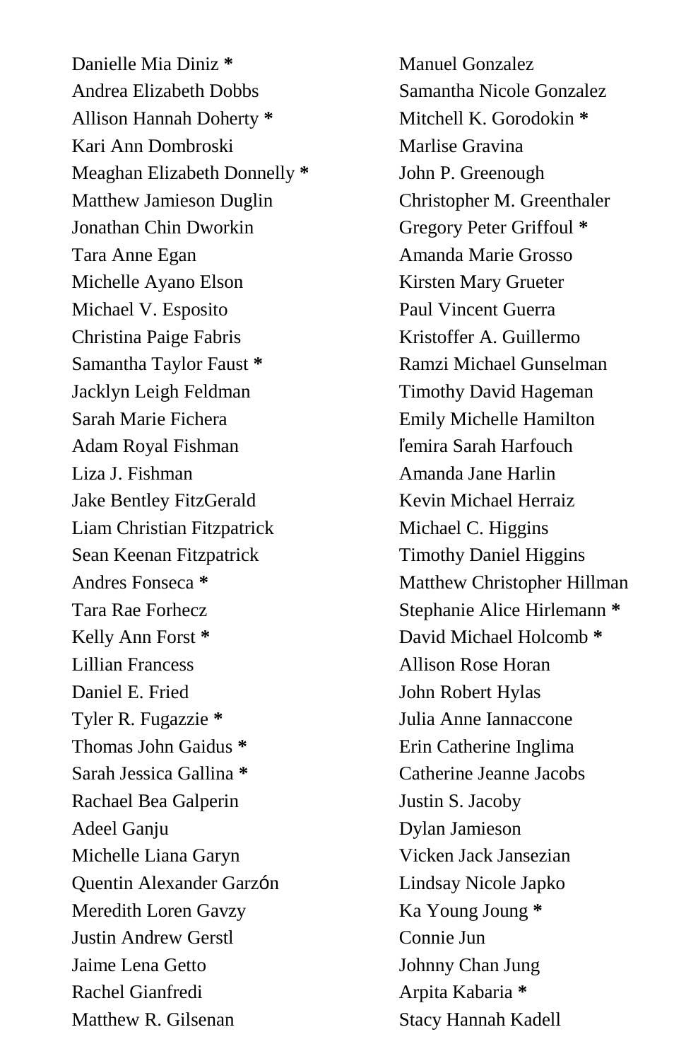Danielle Mia Diniz *
Andrea Elizabeth Dobbs
Allison Hannah Doherty *
Kari Ann Dombroski
Meaghan Elizabeth Donnelly *
Matthew Jamieson Duglin
Jonathan Chin Dworkin
Tara Anne Egan
Michelle Ayano Elson
Michael V. Esposito
Christina Paige Fabris
Samantha Taylor Faust *
Jacklyn Leigh Feldman
Sarah Marie Fichera
Adam Royal Fishman
Liza J. Fishman
Jake Bentley FitzGerald
Liam Christian Fitzpatrick
Sean Keenan Fitzpatrick
Andres Fonseca *
Tara Rae Forhecz
Kelly Ann Forst *
Lillian Francess
Daniel E. Fried
Tyler R. Fugazzie *
Thomas John Gaidus *
Sarah Jessica Gallina *
Rachael Bea Galperin
Adeel Ganju
Michelle Liana Garyn
Quentin Alexander Garzón
Meredith Loren Gavzy
Justin Andrew Gerstl
Jaime Lena Getto
Rachel Gianfredi
Matthew R. Gilsenan
Manuel Gonzalez
Samantha Nicole Gonzalez
Mitchell K. Gorodokin *
Marlise Gravina
John P. Greenough
Christopher M. Greenthaler
Gregory Peter Griffoul *
Amanda Marie Grosso
Kirsten Mary Grueter
Paul Vincent Guerra
Kristoffer A. Guillermo
Ramzi Michael Gunselman
Timothy David Hageman
Emily Michelle Hamilton
Ĩemira Sarah Harfouch
Amanda Jane Harlin
Kevin Michael Herraiz
Michael C. Higgins
Timothy Daniel Higgins
Matthew Christopher Hillman
Stephanie Alice Hirlemann *
David Michael Holcomb *
Allison Rose Horan
John Robert Hylas
Julia Anne Iannaccone
Erin Catherine Inglima
Catherine Jeanne Jacobs
Justin S. Jacoby
Dylan Jamieson
Vicken Jack Jansezian
Lindsay Nicole Japko
Ka Young Joung *
Connie Jun
Johnny Chan Jung
Arpita Kabaria *
Stacy Hannah Kadell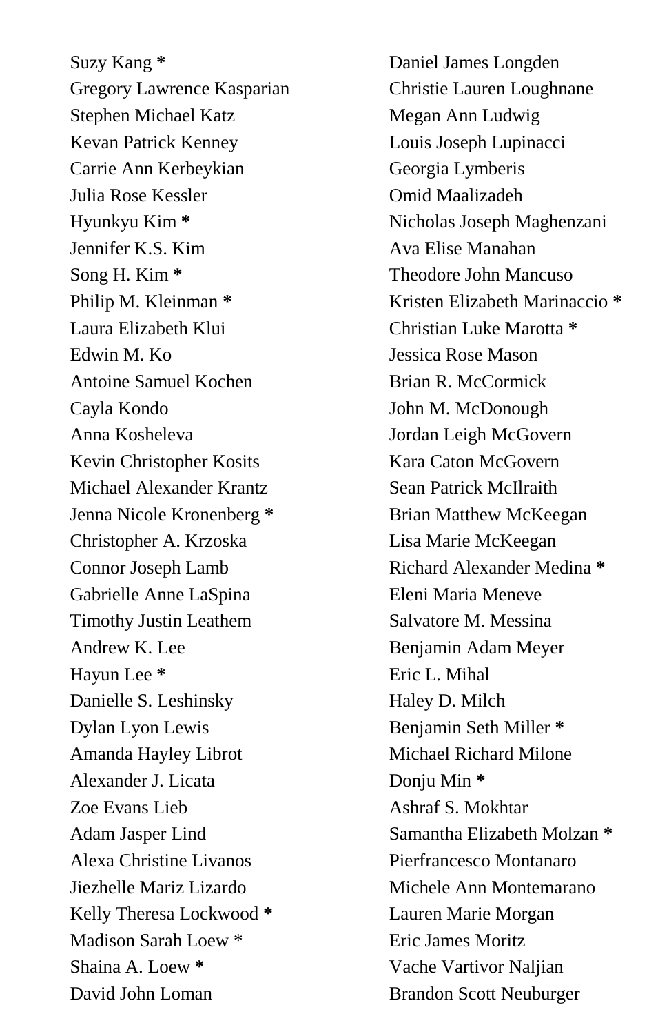Suzy Kang **\***  
Gregory Lawrence Kasparian  
Stephen Michael Katz  
Kevan Patrick Kenney  
Carrie Ann Kerbeykian  
Julia Rose Kessler  
Hyunkyu Kim **\***  
Jennifer K.S. Kim  
Song H. Kim **\***  
Philip M. Kleinman **\***  
Laura Elizabeth Klui  
Edwin M. Ko  
Antoine Samuel Kochen  
Cayla Kondo  
Anna Kosheleva  
Kevin Christopher Kosits  
Michael Alexander Krantz  
Jenna Nicole Kronenberg **\***  
Christopher A. Krzoska  
Connor Joseph Lamb  
Gabrielle Anne LaSpina  
Timothy Justin Leathem  
Andrew K. Lee  
Hayun Lee **\***  
Danielle S. Leshinsky  
Dylan Lyon Lewis  
Amanda Hayley Librot  
Alexander J. Licata  
Zoe Evans Lieb  
Adam Jasper Lind  
Alexa Christine Livanos  
Jiezhelle Mariz Lizardo  
Kelly Theresa Lockwood **\***  
Madison Sarah Loew \*  
Shaina A. Loew **\***  
David John Loman  
Daniel James Longden  
Christie Lauren Loughnane  
Megan Ann Ludwig  
Louis Joseph Lupinacci  
Georgia Lymberis  
Omid Maalizadeh  
Nicholas Joseph Maghenzani  
Ava Elise Manahan  
Theodore John Mancuso  
Kristen Elizabeth Marinaccio **\***  
Christian Luke Marotta **\***  
Jessica Rose Mason  
Brian R. McCormick  
John M. McDonough  
Jordan Leigh McGovern  
Kara Caton McGovern  
Sean Patrick McIlraith  
Brian Matthew McKeegan  
Lisa Marie McKeegan  
Richard Alexander Medina **\***  
Eleni Maria Meneve  
Salvatore M. Messina  
Benjamin Adam Meyer  
Eric L. Mihal  
Haley D. Milch  
Benjamin Seth Miller **\***  
Michael Richard Milone  
Donju Min **\***  
Ashraf S. Mokhtar  
Samantha Elizabeth Molzan **\***  
Pierfrancesco Montanaro  
Michele Ann Montemarano  
Lauren Marie Morgan  
Eric James Moritz  
Vache Vartivor Naljian  
Brandon Scott Neuburger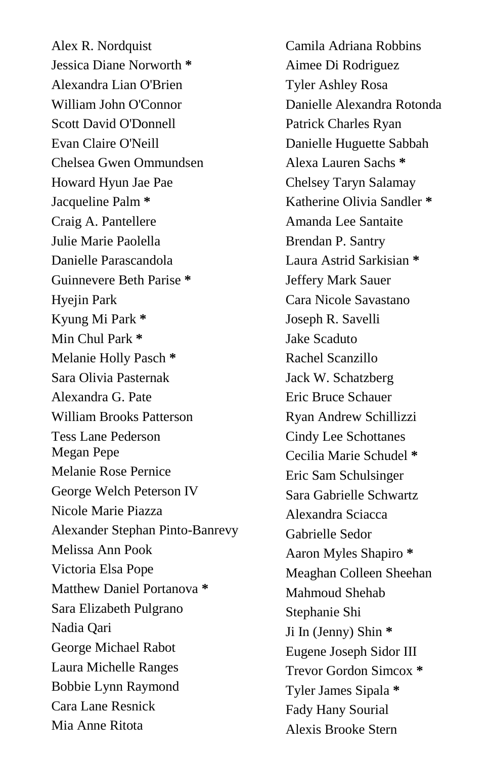Alex R. Nordquist
Jessica Diane Norworth *
Alexandra Lian O'Brien
William John O'Connor
Scott David O'Donnell
Evan Claire O'Neill
Chelsea Gwen Ommundsen
Howard Hyun Jae Pae
Jacqueline Palm *
Craig A. Pantellere
Julie Marie Paolella
Danielle Parascandola
Guinnevere Beth Parise *
Hyejin Park
Kyung Mi Park *
Min Chul Park *
Melanie Holly Pasch *
Sara Olivia Pasternak
Alexandra G. Pate
William Brooks Patterson
Tess Lane Pederson
Megan Pepe
Melanie Rose Pernice
George Welch Peterson IV
Nicole Marie Piazza
Alexander Stephan Pinto-Banrevy
Melissa Ann Pook
Victoria Elsa Pope
Matthew Daniel Portanova *
Sara Elizabeth Pulgrano
Nadia Qari
George Michael Rabot
Laura Michelle Ranges
Bobbie Lynn Raymond
Cara Lane Resnick
Mia Anne Ritota
Camila Adriana Robbins
Aimee Di Rodriguez
Tyler Ashley Rosa
Danielle Alexandra Rotonda
Patrick Charles Ryan
Danielle Huguette Sabbah
Alexa Lauren Sachs *
Chelsey Taryn Salamay
Katherine Olivia Sandler *
Amanda Lee Santaite
Brendan P. Santry
Laura Astrid Sarkisian *
Jeffery Mark Sauer
Cara Nicole Savastano
Joseph R. Savelli
Jake Scaduto
Rachel Scanzillo
Jack W. Schatzberg
Eric Bruce Schauer
Ryan Andrew Schillizzi
Cindy Lee Schottanes
Cecilia Marie Schudel *
Eric Sam Schulsinger
Sara Gabrielle Schwartz
Alexandra Sciacca
Gabrielle Sedor
Aaron Myles Shapiro *
Meaghan Colleen Sheehan
Mahmoud Shehab
Stephanie Shi
Ji In (Jenny) Shin *
Eugene Joseph Sidor III
Trevor Gordon Simcox *
Tyler James Sipala *
Fady Hany Sourial
Alexis Brooke Stern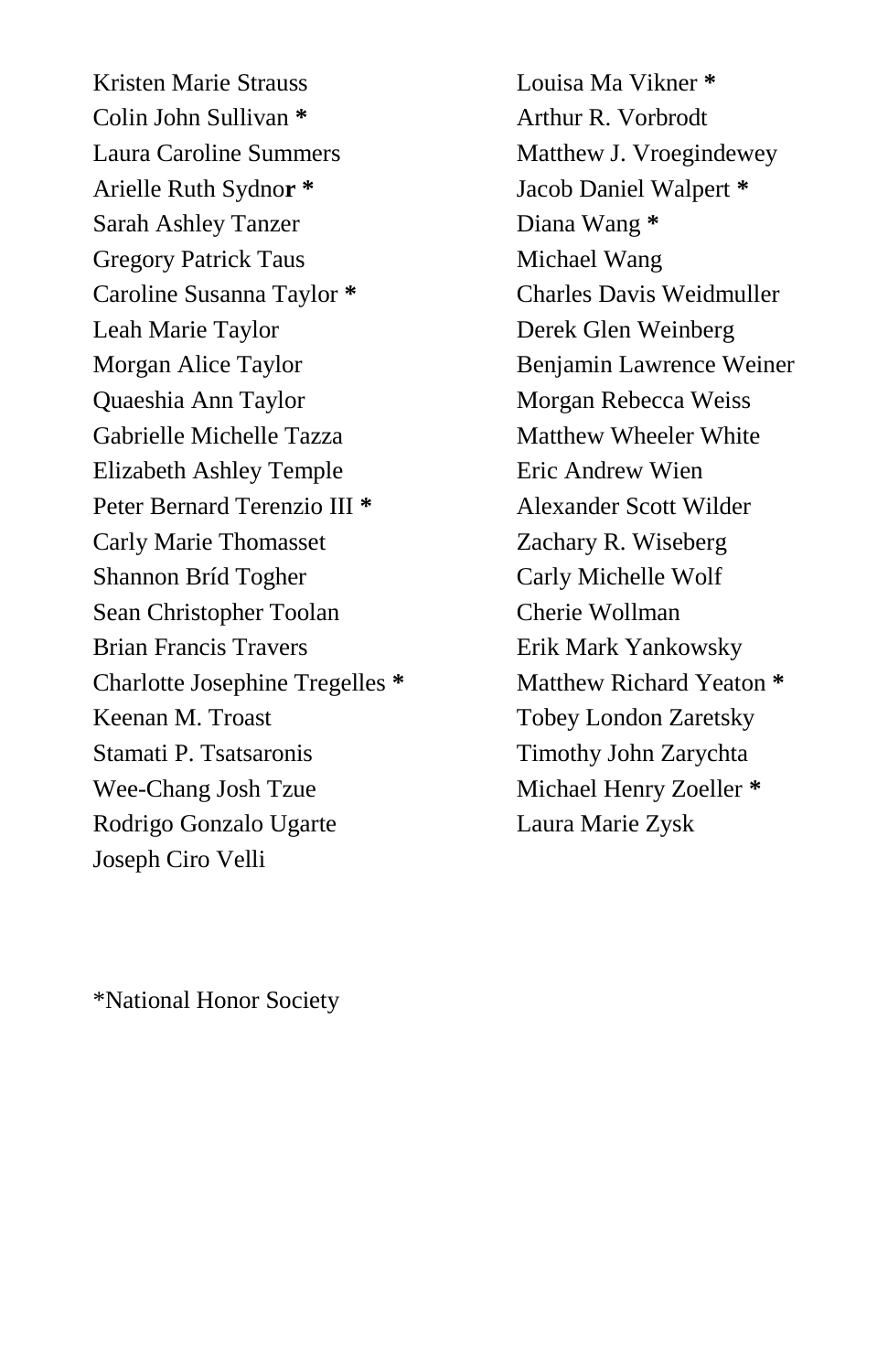Kristen Marie Strauss
Colin John Sullivan *
Laura Caroline Summers
Arielle Ruth Sydnor *
Sarah Ashley Tanzer
Gregory Patrick Taus
Caroline Susanna Taylor *
Leah Marie Taylor
Morgan Alice Taylor
Quaeshia Ann Taylor
Gabrielle Michelle Tazza
Elizabeth Ashley Temple
Peter Bernard Terenzio III *
Carly Marie Thomasset
Shannon Bríd Togher
Sean Christopher Toolan
Brian Francis Travers
Charlotte Josephine Tregelles *
Keenan M. Troast
Stamati P. Tsatsaronis
Wee-Chang Josh Tzue
Rodrigo Gonzalo Ugarte
Joseph Ciro Velli
Louisa Ma Vikner *
Arthur R. Vorbrodt
Matthew J. Vroegindewey
Jacob Daniel Walpert *
Diana Wang *
Michael Wang
Charles Davis Weidmuller
Derek Glen Weinberg
Benjamin Lawrence Weiner
Morgan Rebecca Weiss
Matthew Wheeler White
Eric Andrew Wien
Alexander Scott Wilder
Zachary R. Wiseberg
Carly Michelle Wolf
Cherie Wollman
Erik Mark Yankowsky
Matthew Richard Yeaton *
Tobey London Zaretsky
Timothy John Zarychta
Michael Henry Zoeller *
Laura Marie Zysk

*National Honor Society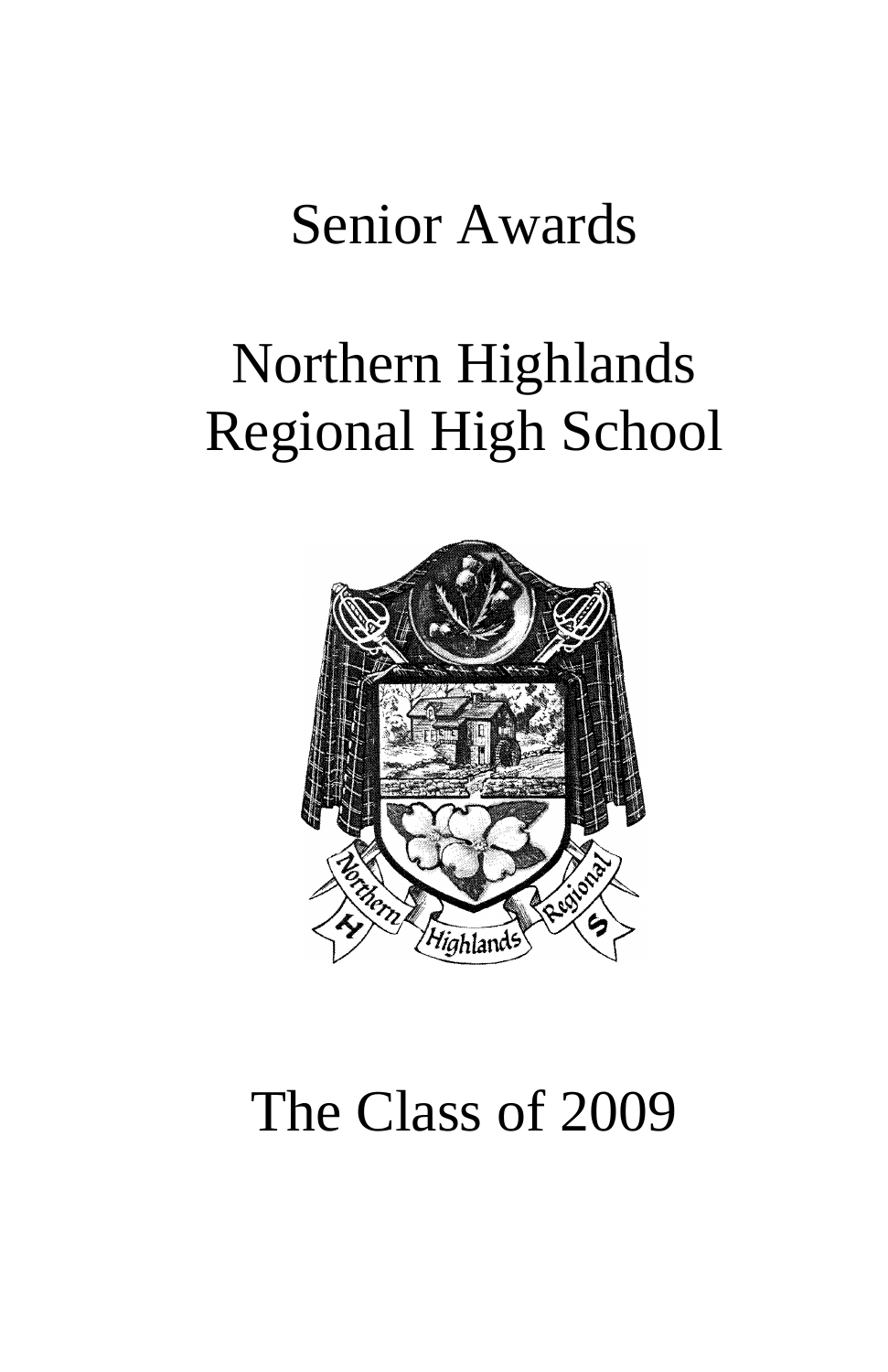# Senior Awards

# Northern Highlands Regional High School

# The Class of 2009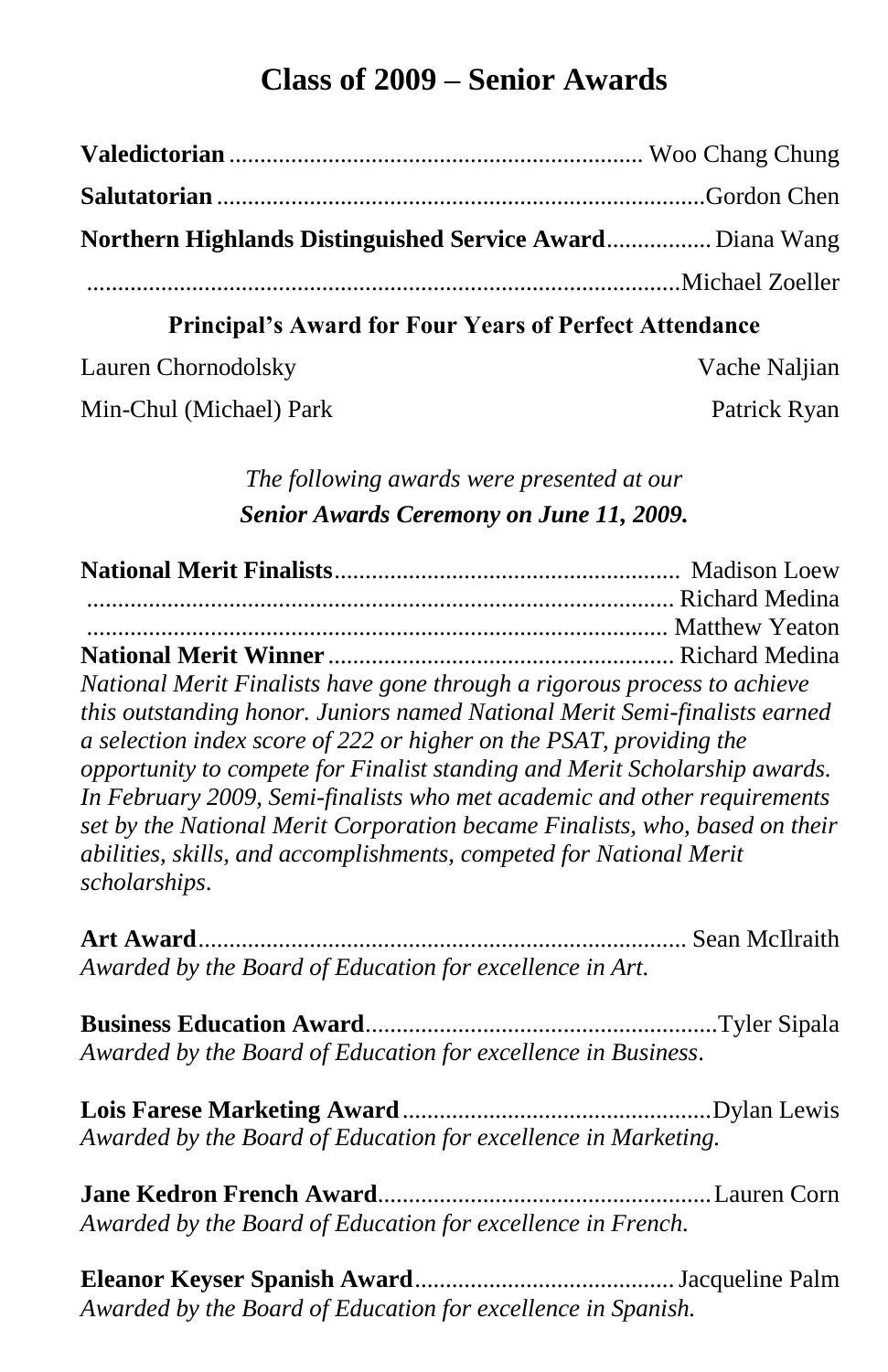## Class of 2009 – Senior Awards

**Valedictorian** ................................................................ Woo Chang Chung

**Salutatorian** ................................................................ Gordon Chen

**Northern Highlands Distinguished Service Award** ................ Diana Wang

................................................................ Michael Zoeller

**Principal's Award for Four Years of Perfect Attendance**

Lauren Chornodolsky
Vache Naljian
Min-Chul (Michael) Park
Patrick Ryan

*The following awards were presented at our*
***Senior Awards Ceremony on June 11, 2009.***

**National Merit Finalists** ................................................ Madison Loew
................................................................ Richard Medina
................................................................ Matthew Yeaton

**National Merit Winner** ................................................ Richard Medina

*National Merit Finalists have gone through a rigorous process to achieve this outstanding honor. Juniors named National Merit Semi-finalists earned a selection index score of 222 or higher on the PSAT, providing the opportunity to compete for Finalist standing and Merit Scholarship awards. In February 2009, Semi-finalists who met academic and other requirements set by the National Merit Corporation became Finalists, who, based on their abilities, skills, and accomplishments, competed for National Merit scholarships.*

**Art Award** ................................................................ Sean McIlraith
*Awarded by the Board of Education for excellence in Art.*

**Business Education Award** ................................................ Tyler Sipala
*Awarded by the Board of Education for excellence in Business.*

**Lois Farese Marketing Award** ............................................ Dylan Lewis
*Awarded by the Board of Education for excellence in Marketing.*

**Jane Kedron French Award** ................................................ Lauren Corn
*Awarded by the Board of Education for excellence in French.*

**Eleanor Keyser Spanish Award** ........................................ Jacqueline Palm
*Awarded by the Board of Education for excellence in Spanish.*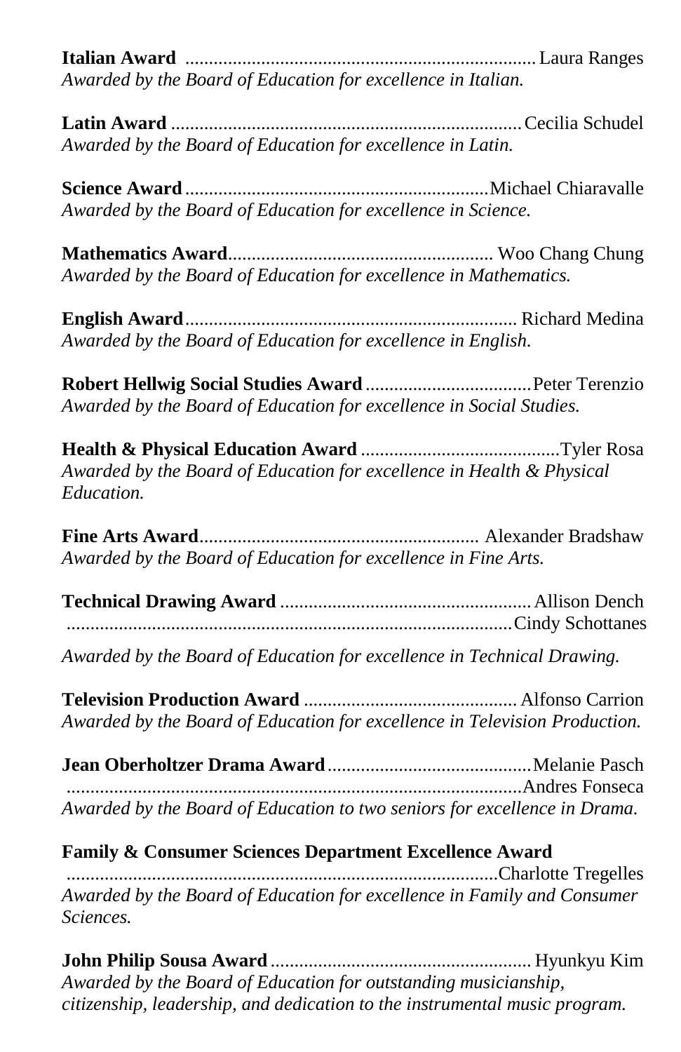**Italian Award** .......................................................................... Laura Ranges
*Awarded by the Board of Education for excellence in Italian.*

**Latin Award** .......................................................................... Cecilia Schudel
*Awarded by the Board of Education for excellence in Latin.*

**Science Award** ................................................................ Michael Chiaravalle
*Awarded by the Board of Education for excellence in Science.*

**Mathematics Award**........................................................ Woo Chang Chung
*Awarded by the Board of Education for excellence in Mathematics.*

**English Award** ...................................................................... Richard Medina
*Awarded by the Board of Education for excellence in English.*

**Robert Hellwig Social Studies Award** ................................... Peter Terenzio
*Awarded by the Board of Education for excellence in Social Studies.*

**Health & Physical Education Award** ........................................... Tyler Rosa
*Awarded by the Board of Education for excellence in Health & Physical Education.*

**Fine Arts Award**........................................................... Alexander Bradshaw
*Awarded by the Board of Education for excellence in Fine Arts.*

**Technical Drawing Award** ..................................................... Allison Dench
.............................................................................................. Cindy Schottanes

*Awarded by the Board of Education for excellence in Technical Drawing.*

**Television Production Award** ............................................. Alfonso Carrion
*Awarded by the Board of Education for excellence in Television Production.*

**Jean Oberholtzer Drama Award** ............................................ Melanie Pasch
................................................................................................ Andres Fonseca
*Awarded by the Board of Education to two seniors for excellence in Drama.*

**Family & Consumer Sciences Department Excellence Award**
........................................................................................... Charlotte Tregelles
*Awarded by the Board of Education for excellence in Family and Consumer Sciences.*

**John Philip Sousa Award** ........................................................ Hyunkyu Kim
*Awarded by the Board of Education for outstanding musicianship, citizenship, leadership, and dedication to the instrumental music program.*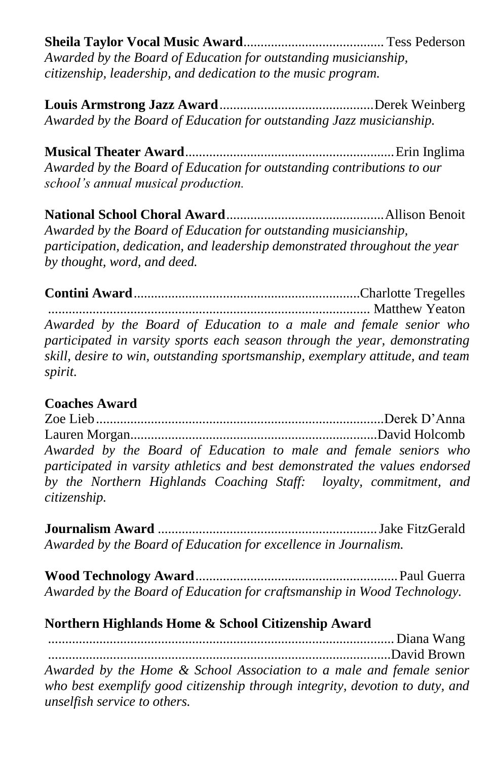**Sheila Taylor Vocal Music Award**......................................... Tess Pederson
*Awarded by the Board of Education for outstanding musicianship, citizenship, leadership, and dedication to the music program.*

**Louis Armstrong Jazz Award**.............................................Derek Weinberg
*Awarded by the Board of Education for outstanding Jazz musicianship.*

**Musical Theater Award**............................................................Erin Inglima
*Awarded by the Board of Education for outstanding contributions to our school's annual musical production.*

**National School Choral Award**..............................................Allison Benoit
*Awarded by the Board of Education for outstanding musicianship, participation, dedication, and leadership demonstrated throughout the year by thought, word, and deed.*

**Contini Award**..................................................................Charlotte Tregelles
............................................................................................. Matthew Yeaton
*Awarded by the Board of Education to a male and female senior who participated in varsity sports each season through the year, demonstrating skill, desire to win, outstanding sportsmanship, exemplary attitude, and team spirit.*

**Coaches Award**
Zoe Lieb...................................................................................Derek D'Anna
Lauren Morgan........................................................................David Holcomb
*Awarded by the Board of Education to male and female seniors who participated in varsity athletics and best demonstrated the values endorsed by the Northern Highlands Coaching Staff: loyalty, commitment, and citizenship.*

**Journalism Award** ................................................................Jake FitzGerald
*Awarded by the Board of Education for excellence in Journalism.*

**Wood Technology Award**...........................................................Paul Guerra
*Awarded by the Board of Education for craftsmanship in Wood Technology.*

**Northern Highlands Home & School Citizenship Award**
.................................................................................................... Diana Wang
...................................................................................................David Brown
*Awarded by the Home & School Association to a male and female senior who best exemplify good citizenship through integrity, devotion to duty, and unselfish service to others.*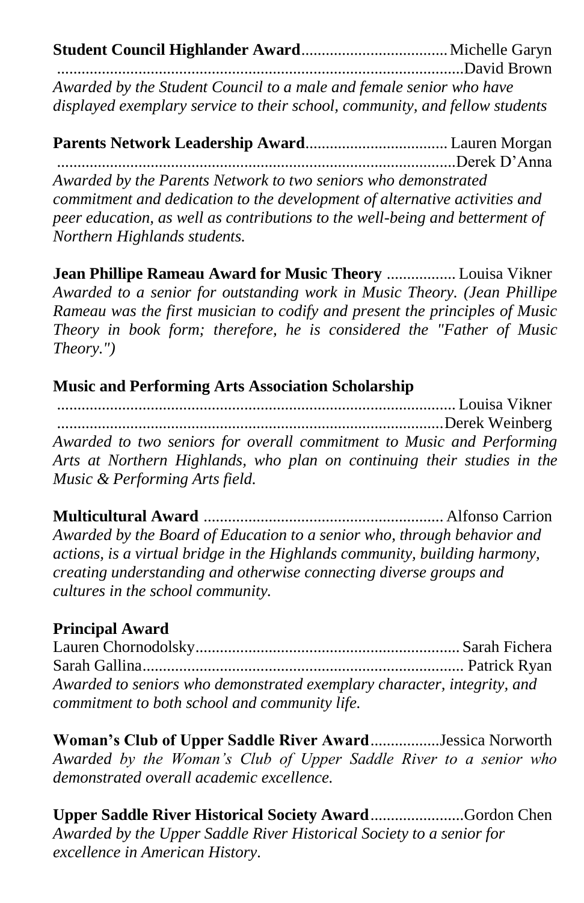**Student Council Highlander Award**.................................... Michelle Garyn
.................................................................................................David Brown
*Awarded by the Student Council to a male and female senior who have displayed exemplary service to their school, community, and fellow students*

**Parents Network Leadership Award**................................... Lauren Morgan
................................................................................................Derek D'Anna
*Awarded by the Parents Network to two seniors who demonstrated commitment and dedication to the development of alternative activities and peer education, as well as contributions to the well-being and betterment of Northern Highlands students.*

**Jean Phillipe Rameau Award for Music Theory** ................. Louisa Vikner
*Awarded to a senior for outstanding work in Music Theory. (Jean Phillipe Rameau was the first musician to codify and present the principles of Music Theory in book form; therefore, he is considered the "Father of Music Theory.")*

**Music and Performing Arts Association Scholarship**
................................................................................................ Louisa Vikner
..............................................................................................Derek Weinberg
*Awarded to two seniors for overall commitment to Music and Performing Arts at Northern Highlands, who plan on continuing their studies in the Music & Performing Arts field.*

**Multicultural Award** ........................................................... Alfonso Carrion
*Awarded by the Board of Education to a senior who, through behavior and actions, is a virtual bridge in the Highlands community, building harmony, creating understanding and otherwise connecting diverse groups and cultures in the school community.*

**Principal Award**
Lauren Chornodolsky................................................................. Sarah Fichera
Sarah Gallina.............................................................................. Patrick Ryan
*Awarded to seniors who demonstrated exemplary character, integrity, and commitment to both school and community life.*

**Woman's Club of Upper Saddle River Award**.................Jessica Norworth
*Awarded by the Woman's Club of Upper Saddle River to a senior who demonstrated overall academic excellence.*

**Upper Saddle River Historical Society Award**.......................Gordon Chen
*Awarded by the Upper Saddle River Historical Society to a senior for excellence in American History.*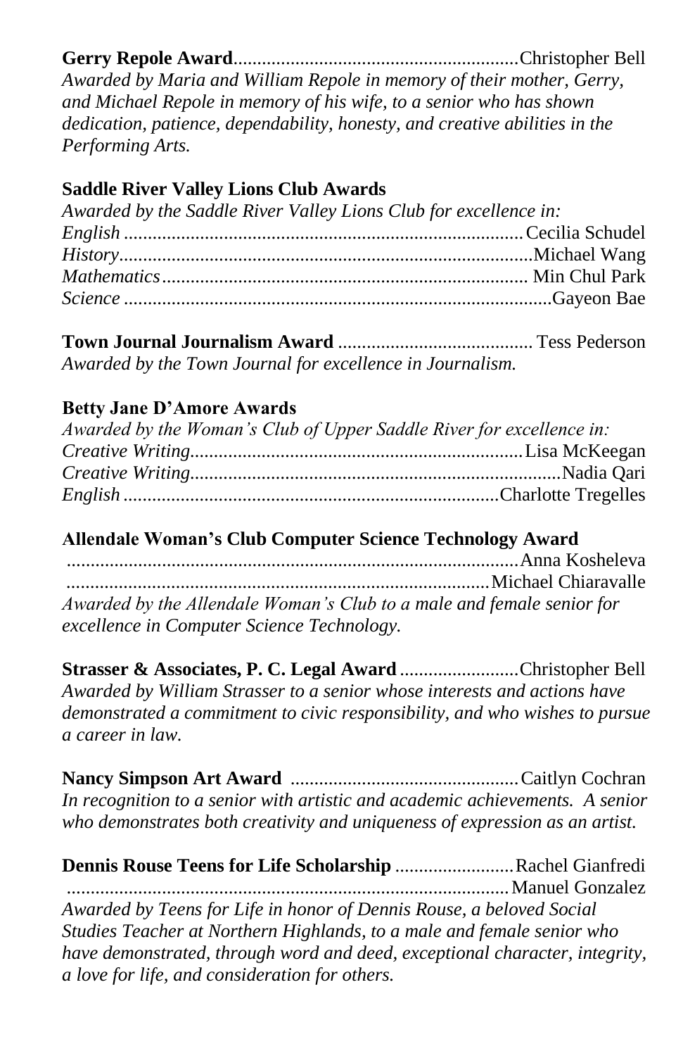**Gerry Repole Award**............................................................Christopher Bell
*Awarded by Maria and William Repole in memory of their mother, Gerry, and Michael Repole in memory of his wife, to a senior who has shown dedication, patience, dependability, honesty, and creative abilities in the Performing Arts.*

**Saddle River Valley Lions Club Awards**
*Awarded by the Saddle River Valley Lions Club for excellence in:*
*English* ....................................................................................Cecilia Schudel
*History*......................................................................................Michael Wang
*Mathematics*............................................................................ Min Chul Park
*Science* .........................................................................................Gayeon Bae

**Town Journal Journalism Award** ......................................... Tess Pederson
*Awarded by the Town Journal for excellence in Journalism.*

**Betty Jane D'Amore Awards**
*Awarded by the Woman's Club of Upper Saddle River for excellence in:*
*Creative Writing*......................................................................Lisa McKeegan
*Creative Writing*..............................................................................Nadia Qari
*English* ..............................................................................Charlotte Tregelles

**Allendale Woman's Club Computer Science Technology Award**
.............................................................................................Anna Kosheleva
........................................................................................Michael Chiaravalle
*Awarded by the Allendale Woman's Club to a male and female senior for excellence in Computer Science Technology.*

**Strasser & Associates, P. C. Legal Award** .........................Christopher Bell
*Awarded by William Strasser to a senior whose interests and actions have demonstrated a commitment to civic responsibility, and who wishes to pursue a career in law.*

**Nancy Simpson Art Award** ...............................................Caitlyn Cochran
*In recognition to a senior with artistic and academic achievements. A senior who demonstrates both creativity and uniqueness of expression as an artist.*

**Dennis Rouse Teens for Life Scholarship** .........................Rachel Gianfredi
...........................................................................................Manuel Gonzalez
*Awarded by Teens for Life in honor of Dennis Rouse, a beloved Social Studies Teacher at Northern Highlands, to a male and female senior who have demonstrated, through word and deed, exceptional character, integrity, a love for life, and consideration for others.*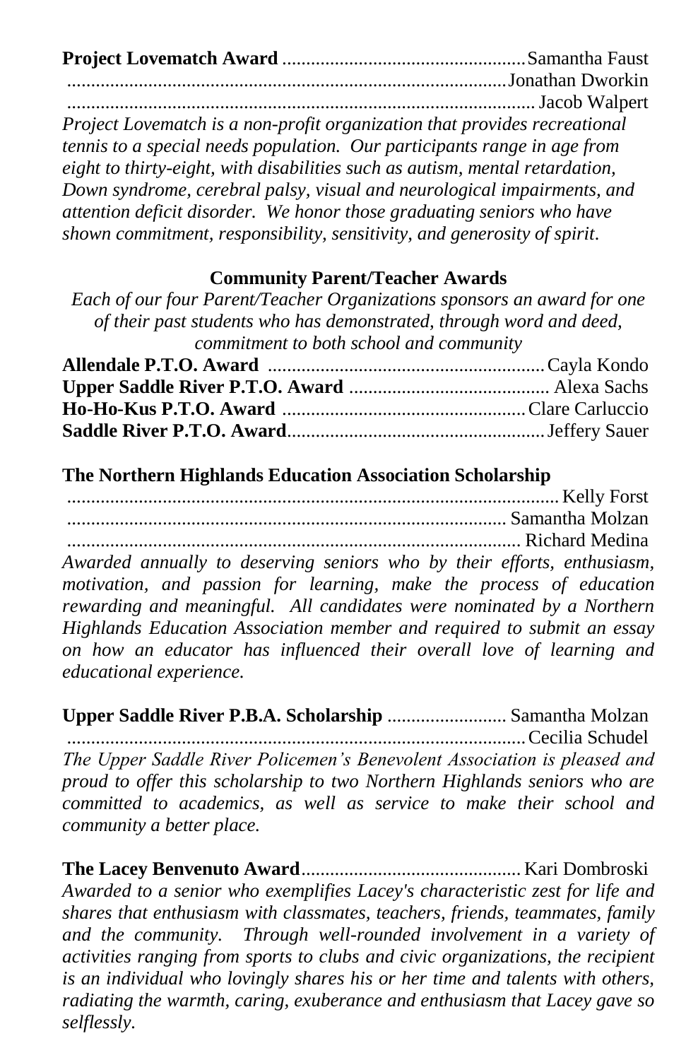**Project Lovematch Award** ................................................... Samantha Faust
........................................................................................... Jonathan Dworkin
........................................................................................... Jacob Walpert

*Project Lovematch is a non-profit organization that provides recreational tennis to a special needs population. Our participants range in age from eight to thirty-eight, with disabilities such as autism, mental retardation, Down syndrome, cerebral palsy, visual and neurological impairments, and attention deficit disorder. We honor those graduating seniors who have shown commitment, responsibility, sensitivity, and generosity of spirit.*

**Community Parent/Teacher Awards**

*Each of our four Parent/Teacher Organizations sponsors an award for one of their past students who has demonstrated, through word and deed, commitment to both school and community*

**Allendale P.T.O. Award** .......................................................... Cayla Kondo
**Upper Saddle River P.T.O. Award** .......................................... Alexa Sachs
**Ho-Ho-Kus P.T.O. Award** ................................................... Clare Carluccio
**Saddle River P.T.O. Award**...................................................... Jeffery Sauer

**The Northern Highlands Education Association Scholarship**
........................................................................................... Kelly Forst
........................................................................................... Samantha Molzan
........................................................................................... Richard Medina

*Awarded annually to deserving seniors who by their efforts, enthusiasm, motivation, and passion for learning, make the process of education rewarding and meaningful. All candidates were nominated by a Northern Highlands Education Association member and required to submit an essay on how an educator has influenced their overall love of learning and educational experience.*

**Upper Saddle River P.B.A. Scholarship** ......................... Samantha Molzan
........................................................................................... Cecilia Schudel

*The Upper Saddle River Policemen's Benevolent Association is pleased and proud to offer this scholarship to two Northern Highlands seniors who are committed to academics, as well as service to make their school and community a better place.*

**The Lacey Benvenuto Award**.............................................. Kari Dombroski

*Awarded to a senior who exemplifies Lacey's characteristic zest for life and shares that enthusiasm with classmates, teachers, friends, teammates, family and the community. Through well-rounded involvement in a variety of activities ranging from sports to clubs and civic organizations, the recipient is an individual who lovingly shares his or her time and talents with others, radiating the warmth, caring, exuberance and enthusiasm that Lacey gave so selflessly.*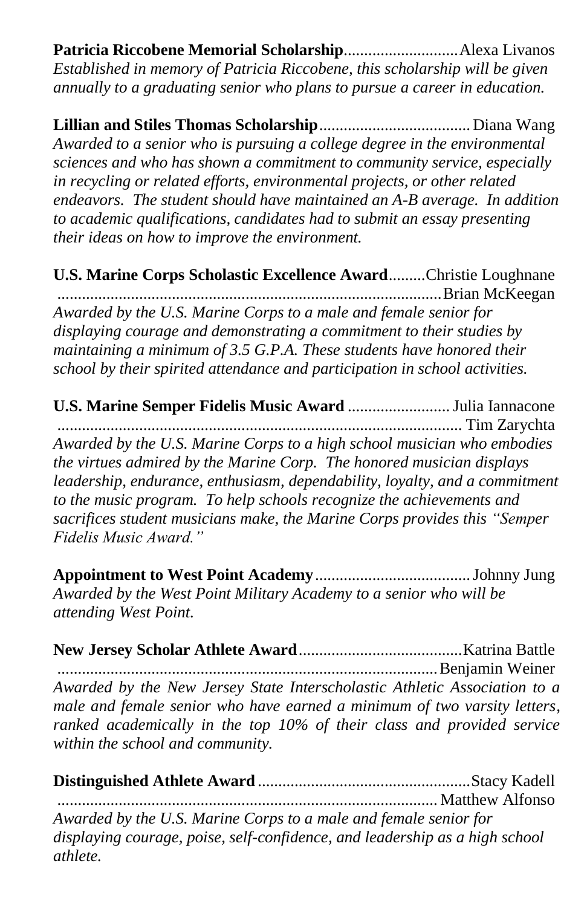**Patricia Riccobene Memorial Scholarship**............................Alexa Livanos
*Established in memory of Patricia Riccobene, this scholarship will be given annually to a graduating senior who plans to pursue a career in education.*

**Lillian and Stiles Thomas Scholarship**..................................... Diana Wang
*Awarded to a senior who is pursuing a college degree in the environmental sciences and who has shown a commitment to community service, especially in recycling or related efforts, environmental projects, or other related endeavors. The student should have maintained an A-B average. In addition to academic qualifications, candidates had to submit an essay presenting their ideas on how to improve the environment.*

**U.S. Marine Corps Scholastic Excellence Award**.........Christie Loughnane
..............................................................................................Brian McKeegan
*Awarded by the U.S. Marine Corps to a male and female senior for displaying courage and demonstrating a commitment to their studies by maintaining a minimum of 3.5 G.P.A. These students have honored their school by their spirited attendance and participation in school activities.*

**U.S. Marine Semper Fidelis Music Award** ......................... Julia Iannacone
.................................................................................................... Tim Zarychta
*Awarded by the U.S. Marine Corps to a high school musician who embodies the virtues admired by the Marine Corp. The honored musician displays leadership, endurance, enthusiasm, dependability, loyalty, and a commitment to the music program. To help schools recognize the achievements and sacrifices student musicians make, the Marine Corps provides this "Semper Fidelis Music Award."*

**Appointment to West Point Academy**...................................... Johnny Jung
*Awarded by the West Point Military Academy to a senior who will be attending West Point.*

**New Jersey Scholar Athlete Award**........................................Katrina Battle
............................................................................................Benjamin Weiner
*Awarded by the New Jersey State Interscholastic Athletic Association to a male and female senior who have earned a minimum of two varsity letters, ranked academically in the top 10% of their class and provided service within the school and community.*

**Distinguished Athlete Award** ....................................................Stacy Kadell
............................................................................................ Matthew Alfonso
*Awarded by the U.S. Marine Corps to a male and female senior for displaying courage, poise, self-confidence, and leadership as a high school athlete.*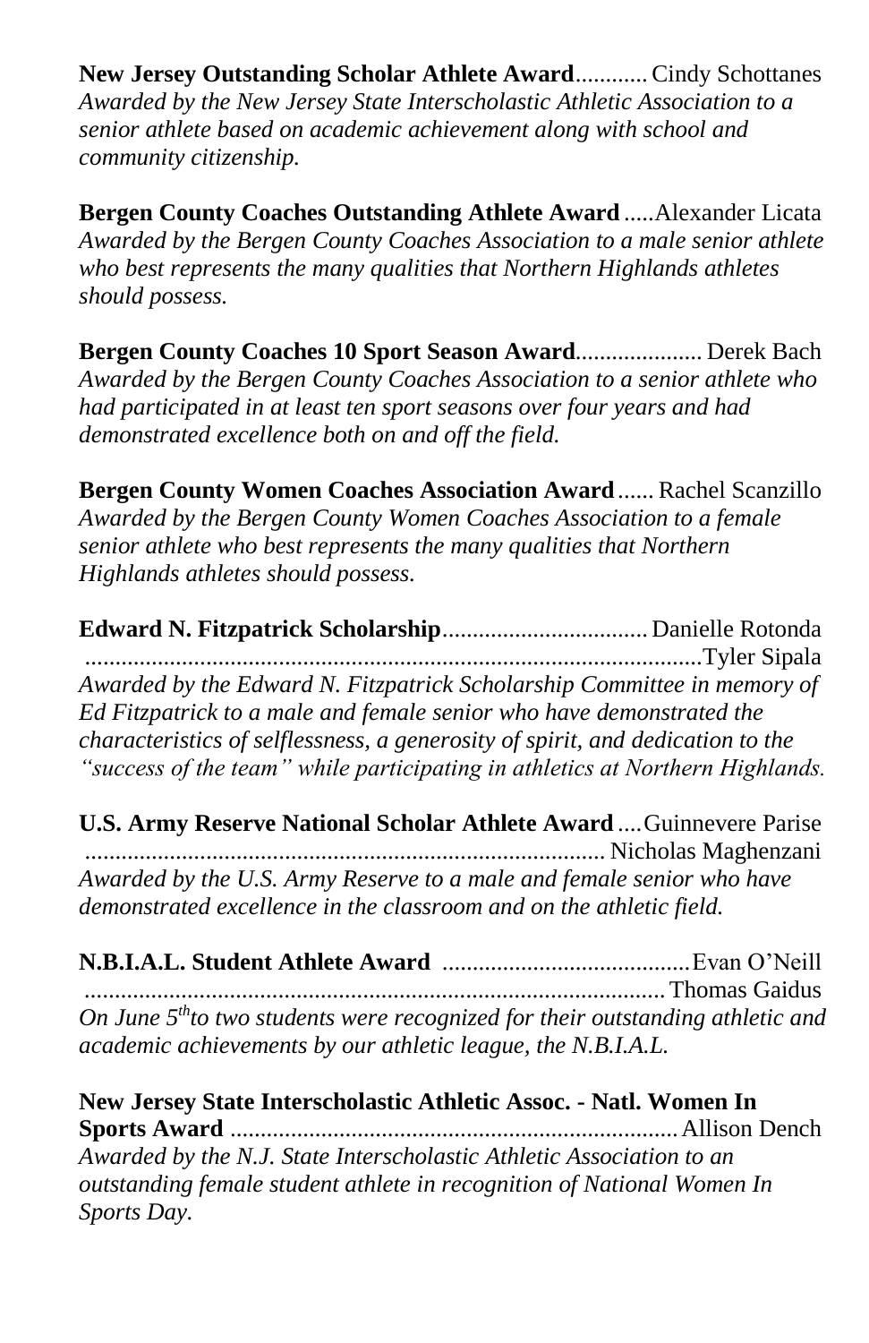**New Jersey Outstanding Scholar Athlete Award**............Cindy Schottanes
*Awarded by the New Jersey State Interscholastic Athletic Association to a senior athlete based on academic achievement along with school and community citizenship.*

**Bergen County Coaches Outstanding Athlete Award**.....Alexander Licata
*Awarded by the Bergen County Coaches Association to a male senior athlete who best represents the many qualities that Northern Highlands athletes should possess.*

**Bergen County Coaches 10 Sport Season Award**.................... Derek Bach
*Awarded by the Bergen County Coaches Association to a senior athlete who had participated in at least ten sport seasons over four years and had demonstrated excellence both on and off the field.*

**Bergen County Women Coaches Association Award**...... Rachel Scanzillo
*Awarded by the Bergen County Women Coaches Association to a female senior athlete who best represents the many qualities that Northern Highlands athletes should possess.*

**Edward N. Fitzpatrick Scholarship**.................................. Danielle Rotonda
.....................................................................................................Tyler Sipala
*Awarded by the Edward N. Fitzpatrick Scholarship Committee in memory of Ed Fitzpatrick to a male and female senior who have demonstrated the characteristics of selflessness, a generosity of spirit, and dedication to the "success of the team" while participating in athletics at Northern Highlands.*

**U.S. Army Reserve National Scholar Athlete Award**....Guinnevere Parise
..................................................................................... Nicholas Maghenzani
*Awarded by the U.S. Army Reserve to a male and female senior who have demonstrated excellence in the classroom and on the athletic field.*

**N.B.I.A.L. Student Athlete Award** .........................................Evan O'Neill
............................................................................................... Thomas Gaidus
*On June 5th to two students were recognized for their outstanding athletic and academic achievements by our athletic league, the N.B.I.A.L.*

**New Jersey State Interscholastic Athletic Assoc. - Natl. Women In Sports Award** ........................................................................ Allison Dench
*Awarded by the N.J. State Interscholastic Athletic Association to an outstanding female student athlete in recognition of National Women In Sports Day.*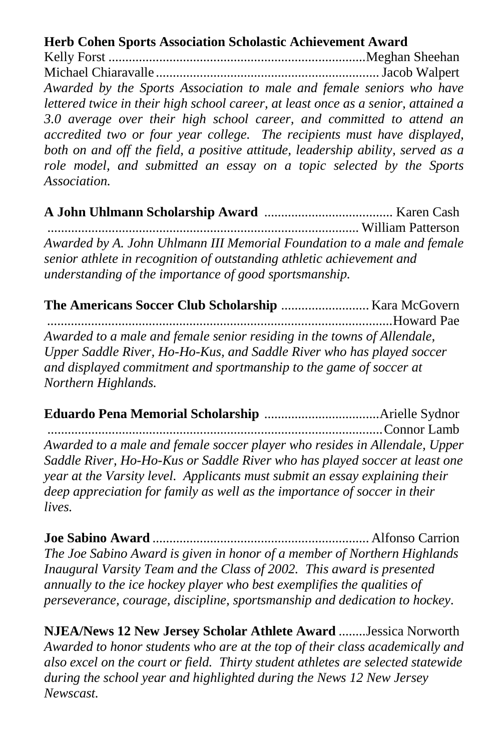**Herb Cohen Sports Association Scholastic Achievement Award**

Kelly Forst ............................................................................Meghan Sheehan
Michael Chiaravalle.................................................................. Jacob Walpert

*Awarded by the Sports Association to male and female seniors who have lettered twice in their high school career, at least once as a senior, attained a 3.0 average over their high school career, and committed to attend an accredited two or four year college. The recipients must have displayed, both on and off the field, a positive attitude, leadership ability, served as a role model, and submitted an essay on a topic selected by the Sports Association.*

**A John Uhlmann Scholarship Award** ...................................... Karen Cash
........................................................................................... William Patterson

*Awarded by A. John Uhlmann III Memorial Foundation to a male and female senior athlete in recognition of outstanding athletic achievement and understanding of the importance of good sportsmanship.*

**The Americans Soccer Club Scholarship** .......................... Kara McGovern
......................................................................................................Howard Pae

*Awarded to a male and female senior residing in the towns of Allendale, Upper Saddle River, Ho-Ho-Kus, and Saddle River who has played soccer and displayed commitment and sportmanship to the game of soccer at Northern Highlands.*

**Eduardo Pena Memorial Scholarship** ..................................Arielle Sydnor
...................................................................................................Connor Lamb

*Awarded to a male and female soccer player who resides in Allendale, Upper Saddle River, Ho-Ho-Kus or Saddle River who has played soccer at least one year at the Varsity level. Applicants must submit an essay explaining their deep appreciation for family as well as the importance of soccer in their lives.*

**Joe Sabino Award** ................................................................ Alfonso Carrion

*The Joe Sabino Award is given in honor of a member of Northern Highlands Inaugural Varsity Team and the Class of 2002. This award is presented annually to the ice hockey player who best exemplifies the qualities of perseverance, courage, discipline, sportsmanship and dedication to hockey.*

**NJEA/News 12 New Jersey Scholar Athlete Award** ........Jessica Norworth

*Awarded to honor students who are at the top of their class academically and also excel on the court or field. Thirty student athletes are selected statewide during the school year and highlighted during the News 12 New Jersey Newscast.*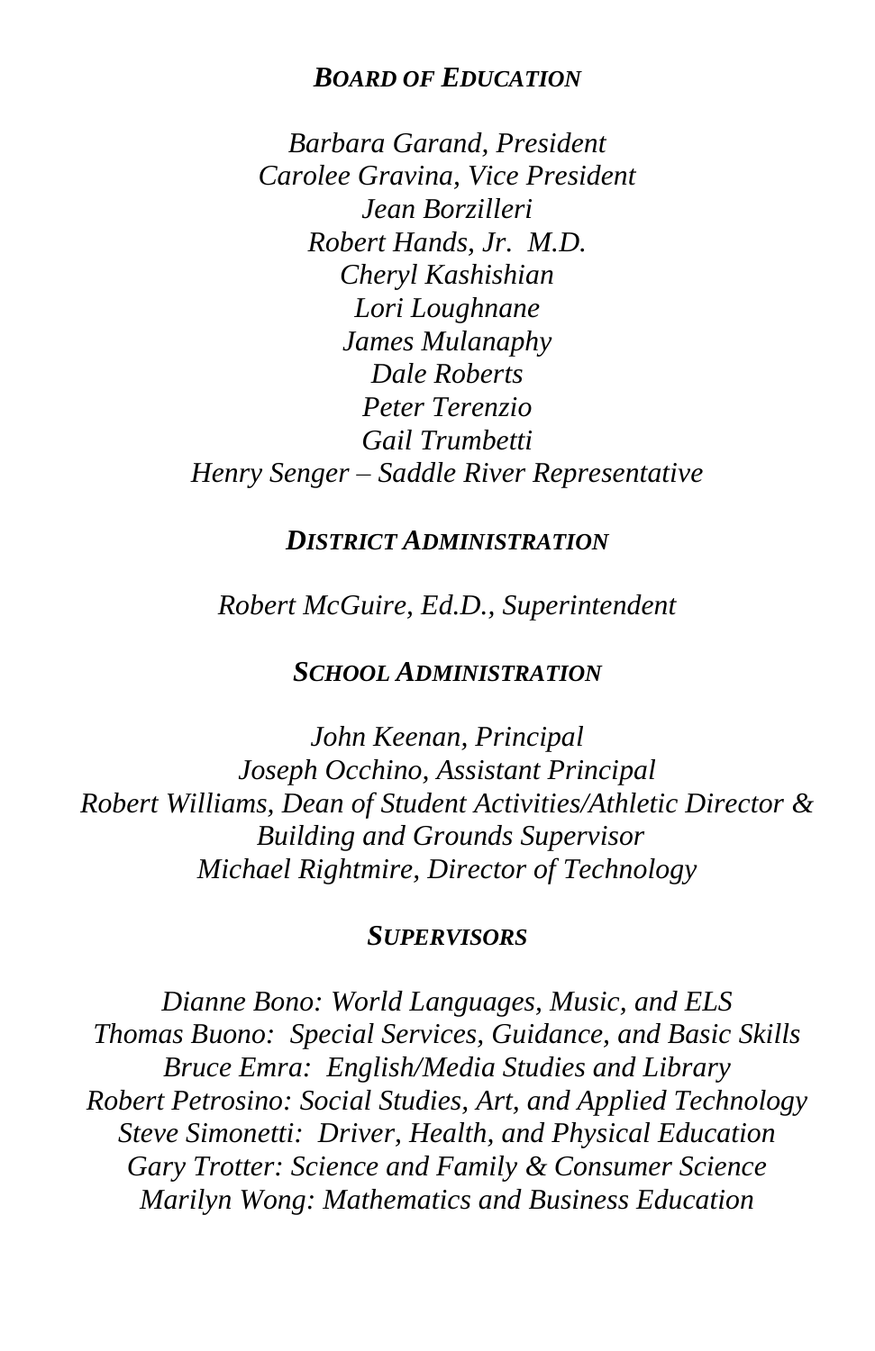## *BOARD OF EDUCATION*

*Barbara Garand, President*
*Carolee Gravina, Vice President*
*Jean Borzilleri*
*Robert Hands, Jr. M.D.*
*Cheryl Kashishian*
*Lori Loughnane*
*James Mulanaphy*
*Dale Roberts*
*Peter Terenzio*
*Gail Trumbetti*
*Henry Senger – Saddle River Representative*

## *DISTRICT ADMINISTRATION*

*Robert McGuire, Ed.D., Superintendent*

## *SCHOOL ADMINISTRATION*

*John Keenan, Principal*
*Joseph Occhino, Assistant Principal*
*Robert Williams, Dean of Student Activities/Athletic Director & Building and Grounds Supervisor*
*Michael Rightmire, Director of Technology*

## *SUPERVISORS*

*Dianne Bono: World Languages, Music, and ELS*
*Thomas Buono: Special Services, Guidance, and Basic Skills*
*Bruce Emra: English/Media Studies and Library*
*Robert Petrosino: Social Studies, Art, and Applied Technology*
*Steve Simonetti: Driver, Health, and Physical Education*
*Gary Trotter: Science and Family & Consumer Science*
*Marilyn Wong: Mathematics and Business Education*